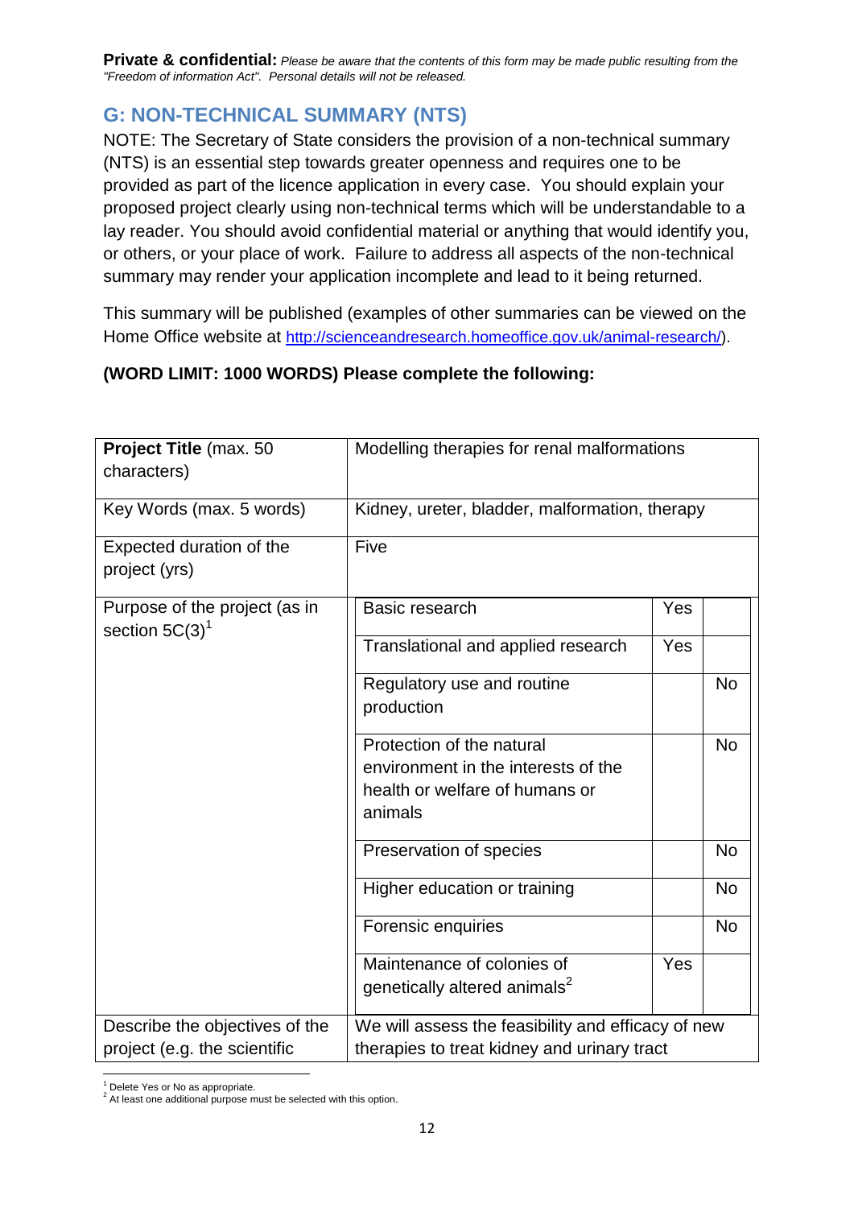**Private & confidential:** *Please be aware that the contents of this form may be made public resulting from the "Freedom of information Act". Personal details will not be released.*

## G: NON-TECHNICAL SUMMARY (NTS)

NOTE: The Secretary of State considers the provision of a non-technical summary (NTS) is an essential step towards greater openness and requires one to be provided as part of the licence application in every case. You should explain your proposed project clearly using non-technical terms which will be understandable to a lay reader. You should avoid confidential material or anything that would identify you, or others, or your place of work. Failure to address all aspects of the non-technical summary may render your application incomplete and lead to it being returned.

This summary will be published (examples of other summaries can be viewed on the Home Office website at http://scienceandresearch.homeoffice.gov.uk/animal-research/).

**(WORD LIMIT: 1000 WORDS) Please complete the following:**

| | | | |
|---|---|---|---|
| **Project Title** (max. 50 characters) | Modelling therapies for renal malformations | | |
| Key Words (max. 5 words) | Kidney, ureter, bladder, malformation, therapy | | |
| Expected duration of the project (yrs) | Five | | |
| Purpose of the project (as in section 5C(3)[1] | Basic research | Yes | |
| | Translational and applied research | Yes | |
| | Regulatory use and routine production | | No |
| | Protection of the natural environment in the interests of the health or welfare of humans or animals | | No |
| | Preservation of species | | No |
| | Higher education or training | | No |
| | Forensic enquiries | | No |
| | Maintenance of colonies of genetically altered animals[2] | Yes | |
| Describe the objectives of the project (e.g. the scientific | We will assess the feasibility and efficacy of new therapies to treat kidney and urinary tract | | |

[1] Delete Yes or No as appropriate.
[2] At least one additional purpose must be selected with this option.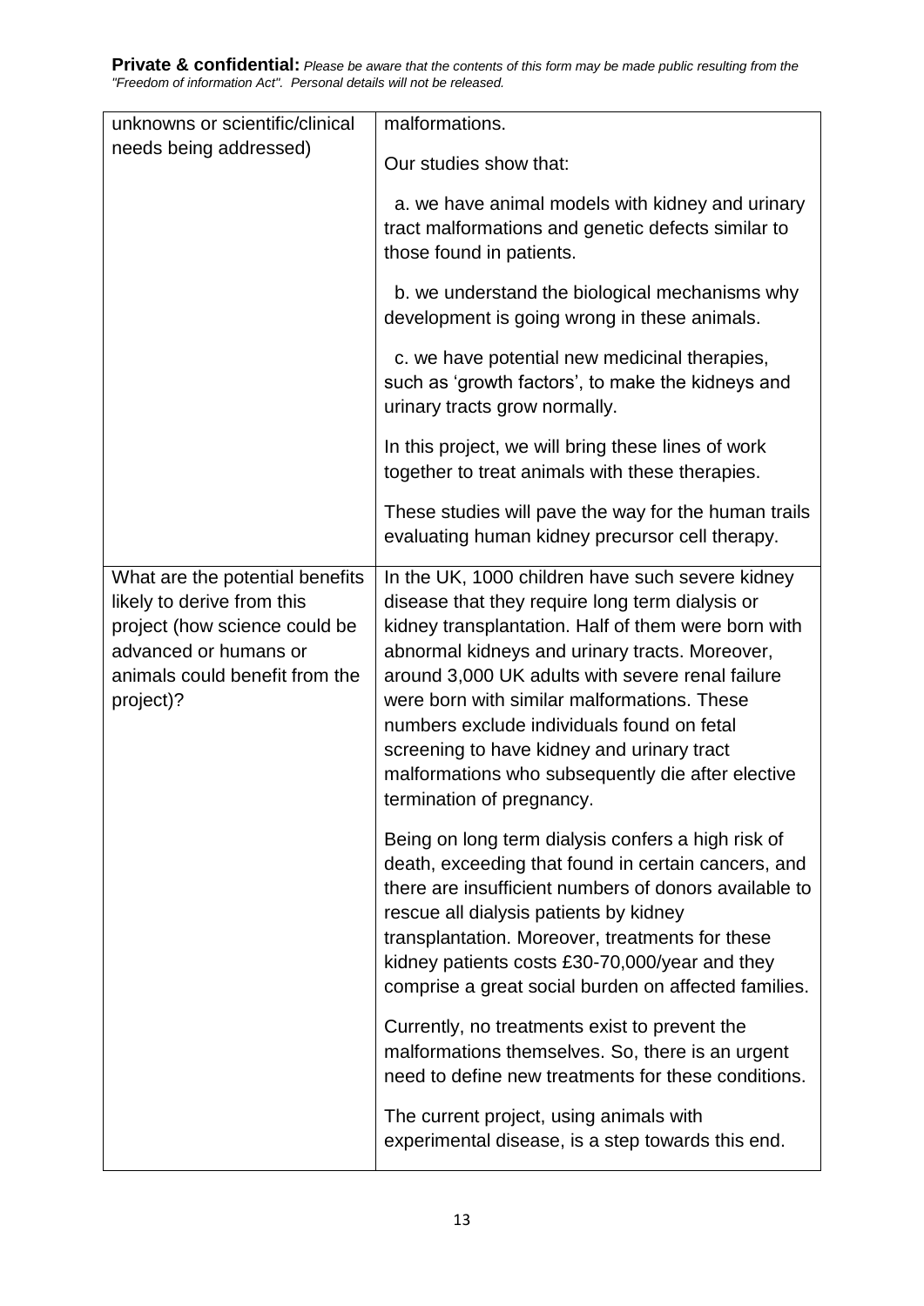**Private & confidential:** *Please be aware that the contents of this form may be made public resulting from the "Freedom of information Act". Personal details will not be released.*

| | |
|---|---|
| unknowns or scientific/clinical needs being addressed) | malformations.<br><br>Our studies show that:<br><br>a. we have animal models with kidney and urinary tract malformations and genetic defects similar to those found in patients.<br><br>b. we understand the biological mechanisms why development is going wrong in these animals.<br><br>c. we have potential new medicinal therapies, such as 'growth factors', to make the kidneys and urinary tracts grow normally.<br><br>In this project, we will bring these lines of work together to treat animals with these therapies.<br><br>These studies will pave the way for the human trails evaluating human kidney precursor cell therapy. |
| What are the potential benefits likely to derive from this project (how science could be advanced or humans or animals could benefit from the project)? | In the UK, 1000 children have such severe kidney disease that they require long term dialysis or kidney transplantation. Half of them were born with abnormal kidneys and urinary tracts. Moreover, around 3,000 UK adults with severe renal failure were born with similar malformations. These numbers exclude individuals found on fetal screening to have kidney and urinary tract malformations who subsequently die after elective termination of pregnancy.<br><br>Being on long term dialysis confers a high risk of death, exceeding that found in certain cancers, and there are insufficient numbers of donors available to rescue all dialysis patients by kidney transplantation. Moreover, treatments for these kidney patients costs £30-70,000/year and they comprise a great social burden on affected families.<br><br>Currently, no treatments exist to prevent the malformations themselves. So, there is an urgent need to define new treatments for these conditions.<br><br>The current project, using animals with experimental disease, is a step towards this end. |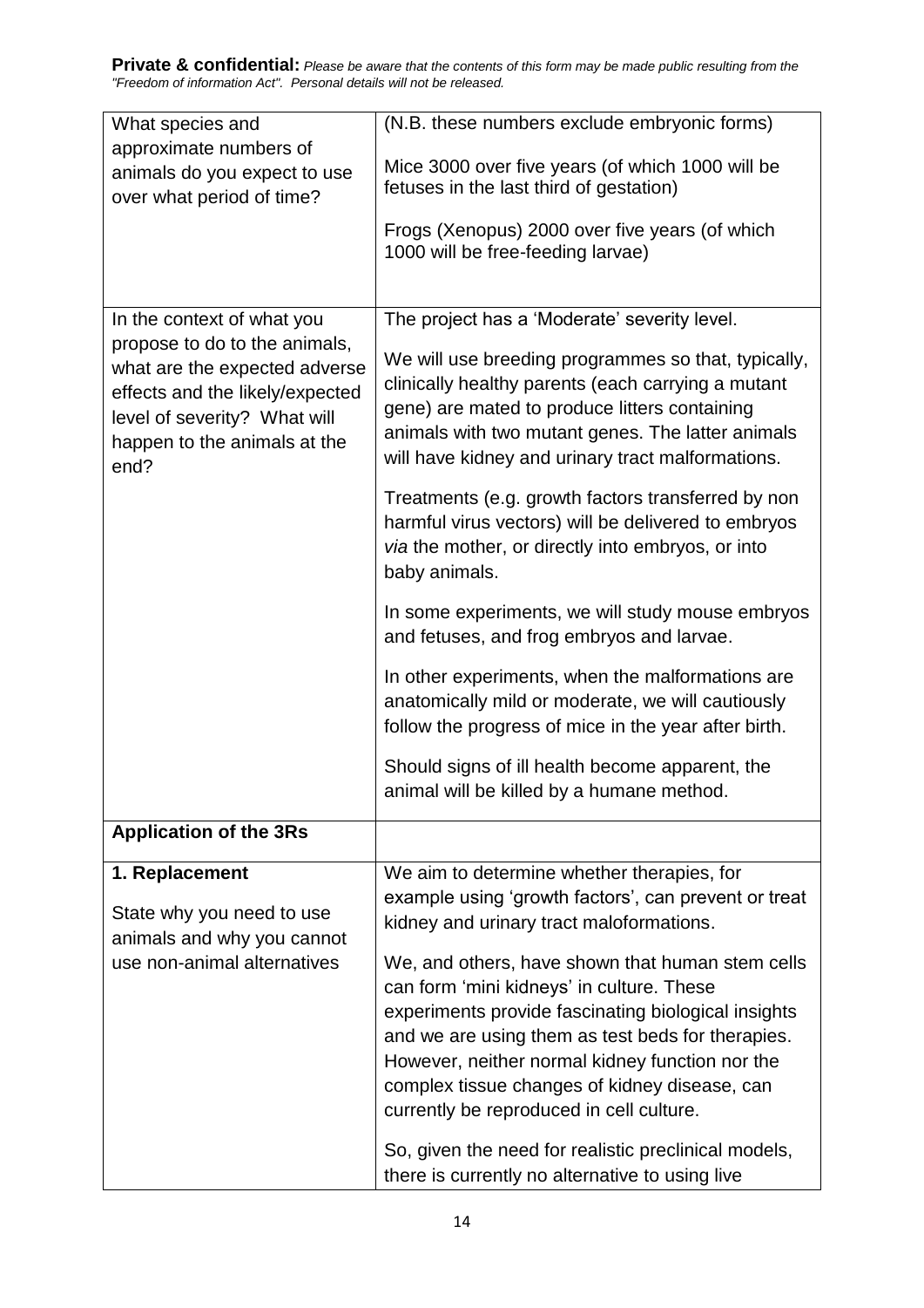**Private & confidential:** *Please be aware that the contents of this form may be made public resulting from the "Freedom of information Act". Personal details will not be released.*

| | |
|---|---|
| What species and approximate numbers of animals do you expect to use over what period of time? | (N.B. these numbers exclude embryonic forms)<br><br>Mice 3000 over five years (of which 1000 will be fetuses in the last third of gestation)<br><br>Frogs (Xenopus) 2000 over five years (of which 1000 will be free-feeding larvae) |
| In the context of what you propose to do to the animals, what are the expected adverse effects and the likely/expected level of severity? What will happen to the animals at the end? | The project has a 'Moderate' severity level.<br><br>We will use breeding programmes so that, typically, clinically healthy parents (each carrying a mutant gene) are mated to produce litters containing animals with two mutant genes. The latter animals will have kidney and urinary tract malformations.<br><br>Treatments (e.g. growth factors transferred by non harmful virus vectors) will be delivered to embryos *via* the mother, or directly into embryos, or into baby animals.<br><br>In some experiments, we will study mouse embryos and fetuses, and frog embryos and larvae.<br><br>In other experiments, when the malformations are anatomically mild or moderate, we will cautiously follow the progress of mice in the year after birth.<br><br>Should signs of ill health become apparent, the animal will be killed by a humane method. |
| **Application of the 3Rs** | |
| **1. Replacement**<br><br>State why you need to use animals and why you cannot use non-animal alternatives | We aim to determine whether therapies, for example using 'growth factors', can prevent or treat kidney and urinary tract maloformations.<br><br>We, and others, have shown that human stem cells can form 'mini kidneys' in culture. These experiments provide fascinating biological insights and we are using them as test beds for therapies. However, neither normal kidney function nor the complex tissue changes of kidney disease, can currently be reproduced in cell culture.<br><br>So, given the need for realistic preclinical models, there is currently no alternative to using live |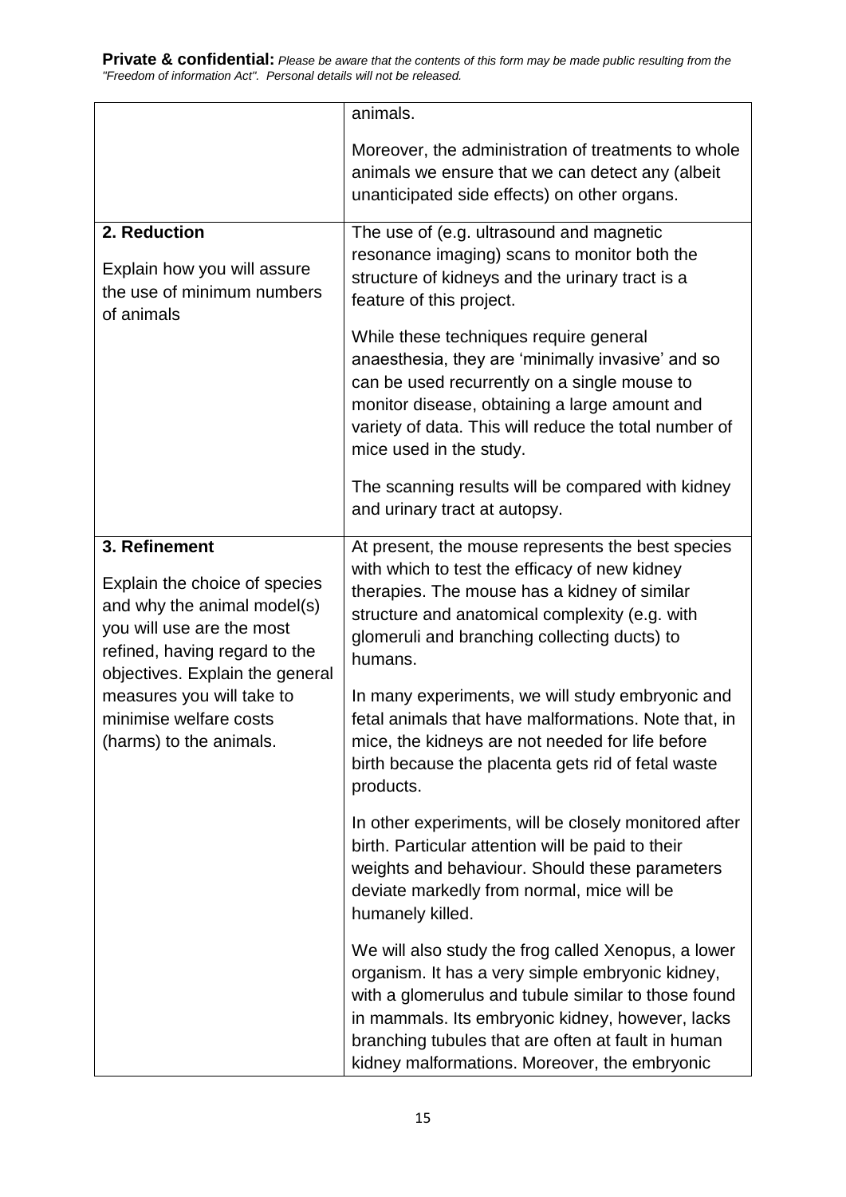**Private & confidential:** *Please be aware that the contents of this form may be made public resulting from the "Freedom of information Act". Personal details will not be released.*

| | |
|---|---|
| | animals.<br><br>Moreover, the administration of treatments to whole animals we ensure that we can detect any (albeit unanticipated side effects) on other organs. |
| **2. Reduction**<br><br>Explain how you will assure the use of minimum numbers of animals | The use of (e.g. ultrasound and magnetic resonance imaging) scans to monitor both the structure of kidneys and the urinary tract is a feature of this project.<br><br>While these techniques require general anaesthesia, they are 'minimally invasive' and so can be used recurrently on a single mouse to monitor disease, obtaining a large amount and variety of data. This will reduce the total number of mice used in the study.<br><br>The scanning results will be compared with kidney and urinary tract at autopsy. |
| **3. Refinement**<br><br>Explain the choice of species and why the animal model(s) you will use are the most refined, having regard to the objectives. Explain the general measures you will take to minimise welfare costs (harms) to the animals. | At present, the mouse represents the best species with which to test the efficacy of new kidney therapies. The mouse has a kidney of similar structure and anatomical complexity (e.g. with glomeruli and branching collecting ducts) to humans.<br><br>In many experiments, we will study embryonic and fetal animals that have malformations. Note that, in mice, the kidneys are not needed for life before birth because the placenta gets rid of fetal waste products.<br><br>In other experiments, will be closely monitored after birth. Particular attention will be paid to their weights and behaviour. Should these parameters deviate markedly from normal, mice will be humanely killed.<br><br>We will also study the frog called Xenopus, a lower organism. It has a very simple embryonic kidney, with a glomerulus and tubule similar to those found in mammals. Its embryonic kidney, however, lacks branching tubules that are often at fault in human kidney malformations. Moreover, the embryonic |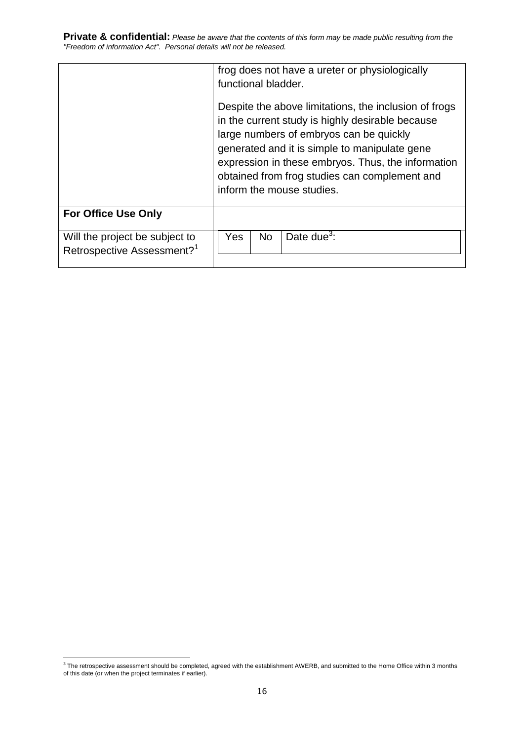**Private & confidential:** *Please be aware that the contents of this form may be made public resulting from the "Freedom of information Act". Personal details will not be released.*

| | |
|---|---|
| | frog does not have a ureter or physiologically functional bladder.<br><br>Despite the above limitations, the inclusion of frogs in the current study is highly desirable because large numbers of embryos can be quickly generated and it is simple to manipulate gene expression in these embryos. Thus, the information obtained from frog studies can complement and inform the mouse studies. |
| **For Office Use Only** | |
| Will the project be subject to Retrospective Assessment?[1] | Yes / No / Date due[3]: |

[3] The retrospective assessment should be completed, agreed with the establishment AWERB, and submitted to the Home Office within 3 months of this date (or when the project terminates if earlier).